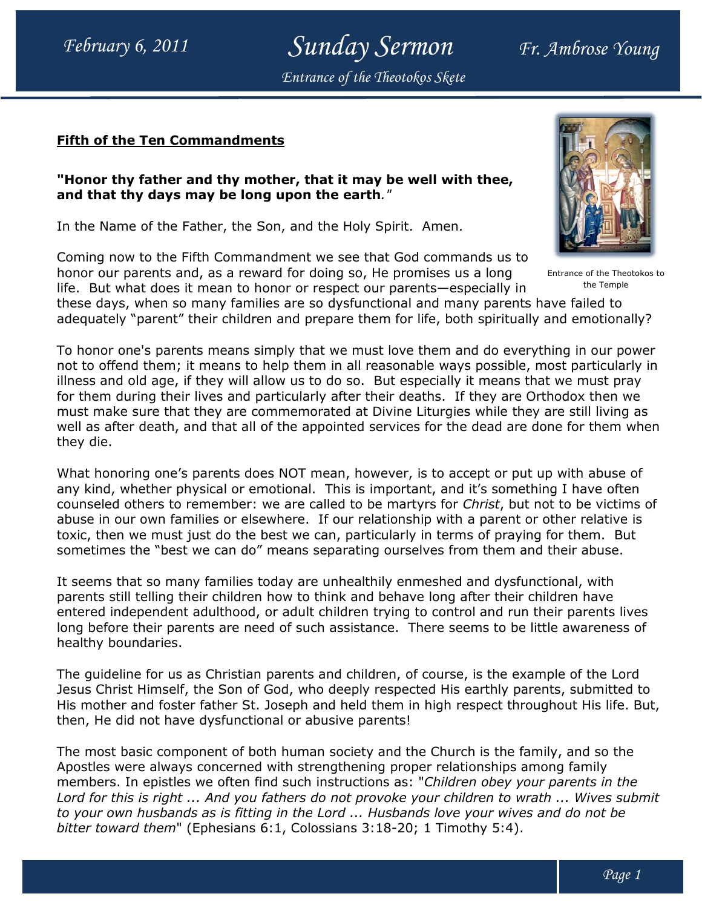## Fifth of the Ten Commandments

**"Honor thy father and thy mother, that it may be well with thee, and that thy days may be long upon the earth."**

In the Name of the Father, the Son, and the Holy Spirit. Amen.

Coming now to the Fifth Commandment we see that God commands us to honor our parents and, as a reward for doing so, He promises us a long life. But what does it mean to honor or respect our parents—especially in these days, when so many families are so dysfunctional and many parents have failed to adequately "parent" their children and prepare them for life, both spiritually and emotionally?

Entrance of the Theotokos to the Temple

To honor one's parents means simply that we must love them and do everything in our power not to offend them; it means to help them in all reasonable ways possible, most particularly in illness and old age, if they will allow us to do so. But especially it means that we must pray for them during their lives and particularly after their deaths. If they are Orthodox then we must make sure that they are commemorated at Divine Liturgies while they are still living as well as after death, and that all of the appointed services for the dead are done for them when they die.

What honoring one's parents does NOT mean, however, is to accept or put up with abuse of any kind, whether physical or emotional. This is important, and it's something I have often counseled others to remember: we are called to be martyrs for *Christ*, but not to be victims of abuse in our own families or elsewhere. If our relationship with a parent or other relative is toxic, then we must just do the best we can, particularly in terms of praying for them. But sometimes the "best we can do" means separating ourselves from them and their abuse.

It seems that so many families today are unhealthily enmeshed and dysfunctional, with parents still telling their children how to think and behave long after their children have entered independent adulthood, or adult children trying to control and run their parents lives long before their parents are need of such assistance. There seems to be little awareness of healthy boundaries.

The guideline for us as Christian parents and children, of course, is the example of the Lord Jesus Christ Himself, the Son of God, who deeply respected His earthly parents, submitted to His mother and foster father St. Joseph and held them in high respect throughout His life. But, then, He did not have dysfunctional or abusive parents!

The most basic component of both human society and the Church is the family, and so the Apostles were always concerned with strengthening proper relationships among family members. In epistles we often find such instructions as: "*Children obey your parents in the Lord for this is right ... And you fathers do not provoke your children to wrath ... Wives submit to your own husbands as is fitting in the Lord ... Husbands love your wives and do not be bitter toward them*" (Ephesians 6:1, Colossians 3:18-20; 1 Timothy 5:4).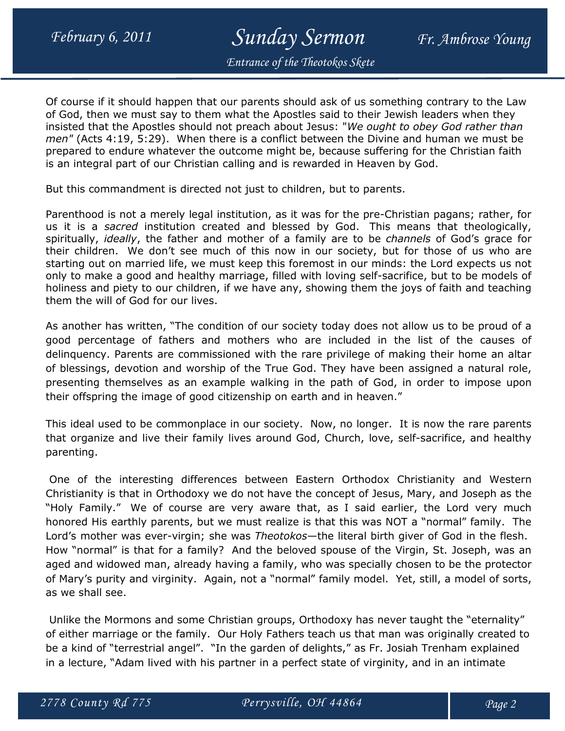Of course if it should happen that our parents should ask of us something contrary to the Law of God, then we must say to them what the Apostles said to their Jewish leaders when they insisted that the Apostles should not preach about Jesus: "*We ought to obey God rather than men*" (Acts 4:19, 5:29). When there is a conflict between the Divine and human we must be prepared to endure whatever the outcome might be, because suffering for the Christian faith is an integral part of our Christian calling and is rewarded in Heaven by God.

But this commandment is directed not just to children, but to parents.

Parenthood is not a merely legal institution, as it was for the pre-Christian pagans; rather, for us it is a *sacred* institution created and blessed by God. This means that theologically, spiritually, *ideally*, the father and mother of a family are to be *channels* of God's grace for their children. We don't see much of this now in our society, but for those of us who are starting out on married life, we must keep this foremost in our minds: the Lord expects us not only to make a good and healthy marriage, filled with loving self-sacrifice, but to be models of holiness and piety to our children, if we have any, showing them the joys of faith and teaching them the will of God for our lives.

As another has written, "The condition of our society today does not allow us to be proud of a good percentage of fathers and mothers who are included in the list of the causes of delinquency. Parents are commissioned with the rare privilege of making their home an altar of blessings, devotion and worship of the True God. They have been assigned a natural role, presenting themselves as an example walking in the path of God, in order to impose upon their offspring the image of good citizenship on earth and in heaven."

This ideal used to be commonplace in our society. Now, no longer. It is now the rare parents that organize and live their family lives around God, Church, love, self-sacrifice, and healthy parenting.

One of the interesting differences between Eastern Orthodox Christianity and Western Christianity is that in Orthodoxy we do not have the concept of Jesus, Mary, and Joseph as the "Holy Family." We of course are very aware that, as I said earlier, the Lord very much honored His earthly parents, but we must realize is that this was NOT a "normal" family. The Lord's mother was ever-virgin; she was *Theotokos*—the literal birth giver of God in the flesh. How "normal" is that for a family? And the beloved spouse of the Virgin, St. Joseph, was an aged and widowed man, already having a family, who was specially chosen to be the protector of Mary's purity and virginity. Again, not a "normal" family model. Yet, still, a model of sorts, as we shall see.

Unlike the Mormons and some Christian groups, Orthodoxy has never taught the "eternality" of either marriage or the family. Our Holy Fathers teach us that man was originally created to be a kind of "terrestrial angel". "In the garden of delights," as Fr. Josiah Trenham explained in a lecture, "Adam lived with his partner in a perfect state of virginity, and in an intimate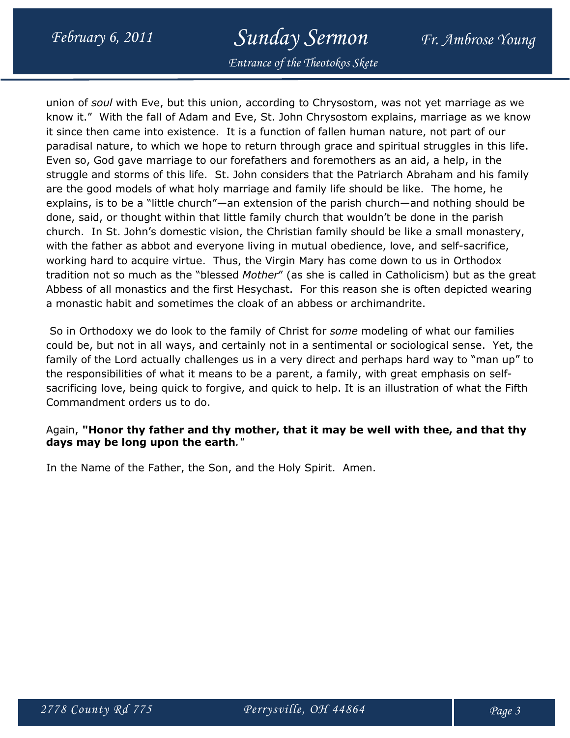union of *soul* with Eve, but this union, according to Chrysostom, was not yet marriage as we know it." With the fall of Adam and Eve, St. John Chrysostom explains, marriage as we know it since then came into existence. It is a function of fallen human nature, not part of our paradisal nature, to which we hope to return through grace and spiritual struggles in this life. Even so, God gave marriage to our forefathers and foremothers as an aid, a help, in the struggle and storms of this life. St. John considers that the Patriarch Abraham and his family are the good models of what holy marriage and family life should be like. The home, he explains, is to be a "little church"—an extension of the parish church—and nothing should be done, said, or thought within that little family church that wouldn't be done in the parish church. In St. John's domestic vision, the Christian family should be like a small monastery, with the father as abbot and everyone living in mutual obedience, love, and self-sacrifice, working hard to acquire virtue. Thus, the Virgin Mary has come down to us in Orthodox tradition not so much as the "blessed *Mother*" (as she is called in Catholicism) but as the great Abbess of all monastics and the first Hesychast. For this reason she is often depicted wearing a monastic habit and sometimes the cloak of an abbess or archimandrite.

So in Orthodoxy we do look to the family of Christ for *some* modeling of what our families could be, but not in all ways, and certainly not in a sentimental or sociological sense. Yet, the family of the Lord actually challenges us in a very direct and perhaps hard way to "man up" to the responsibilities of what it means to be a parent, a family, with great emphasis on self-sacrificing love, being quick to forgive, and quick to help. It is an illustration of what the Fifth Commandment orders us to do.

Again, **"Honor thy father and thy mother, that it may be well with thee, and that thy days may be long upon the earth**."

In the Name of the Father, the Son, and the Holy Spirit. Amen.